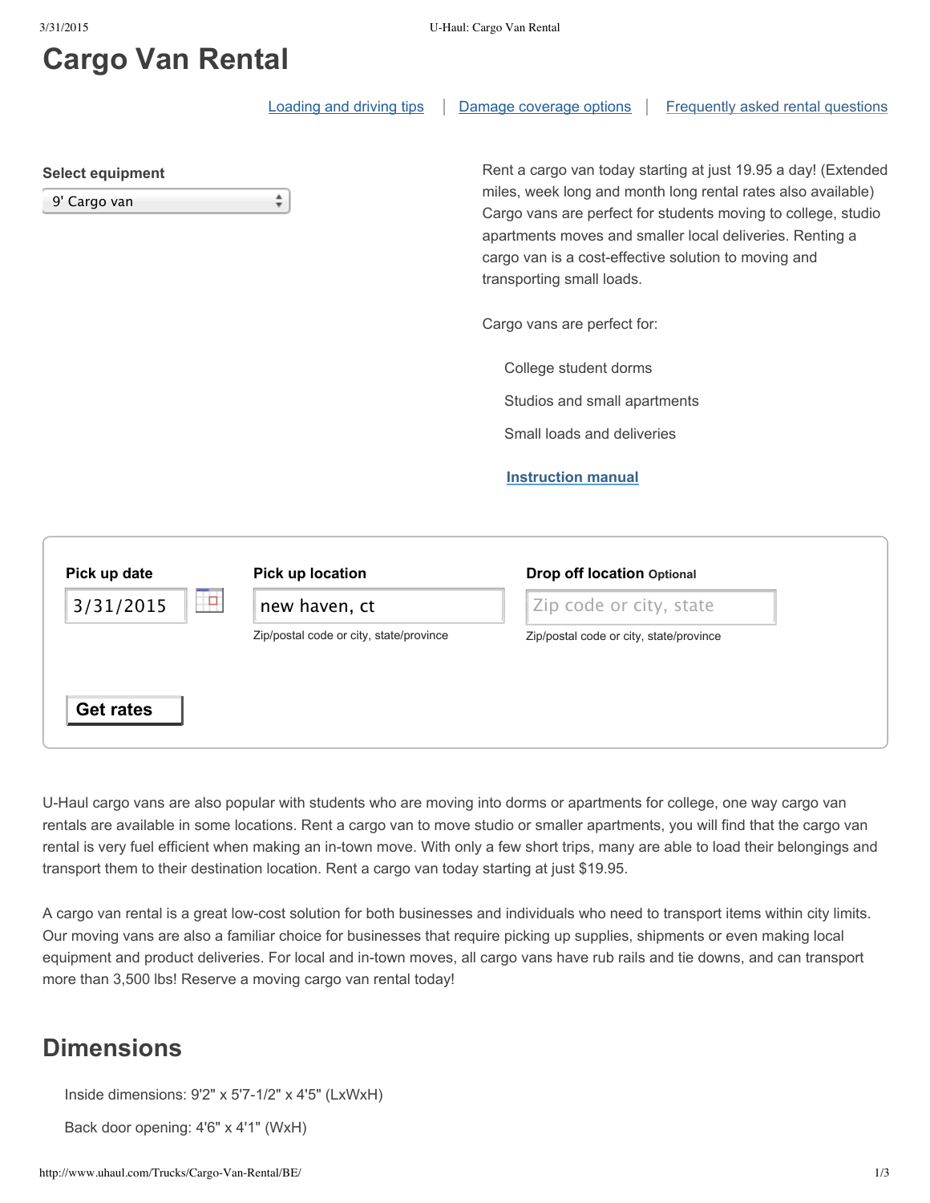# Cargo Van Rental

[Loading and driving tips](#) | [Damage coverage options](#) | [Frequently asked rental questions](#)

**Select equipment**

9' Cargo van

Rent a cargo van today starting at just 19.95 a day! (Extended miles, week long and month long rental rates also available) Cargo vans are perfect for students moving to college, studio apartments moves and smaller local deliveries. Renting a cargo van is a cost-effective solution to moving and transporting small loads.

Cargo vans are perfect for:

- College student dorms
- Studios and small apartments
- Small loads and deliveries

**[Instruction manual](#)**

**Pick up date**

3/31/2015

**Pick up location**

new haven, ct

Zip/postal code or city, state/province

**Drop off location** Optional

Zip code or city, state

Zip/postal code or city, state/province

**Get rates**

U-Haul cargo vans are also popular with students who are moving into dorms or apartments for college, one way cargo van rentals are available in some locations. Rent a cargo van to move studio or smaller apartments, you will find that the cargo van rental is very fuel efficient when making an in-town move. With only a few short trips, many are able to load their belongings and transport them to their destination location. Rent a cargo van today starting at just $19.95.

A cargo van rental is a great low-cost solution for both businesses and individuals who need to transport items within city limits. Our moving vans are also a familiar choice for businesses that require picking up supplies, shipments or even making local equipment and product deliveries. For local and in-town moves, all cargo vans have rub rails and tie downs, and can transport more than 3,500 lbs! Reserve a moving cargo van rental today!

## Dimensions

Inside dimensions: 9'2" x 5'7-1/2" x 4'5" (LxWxH)

Back door opening: 4'6" x 4'1" (WxH)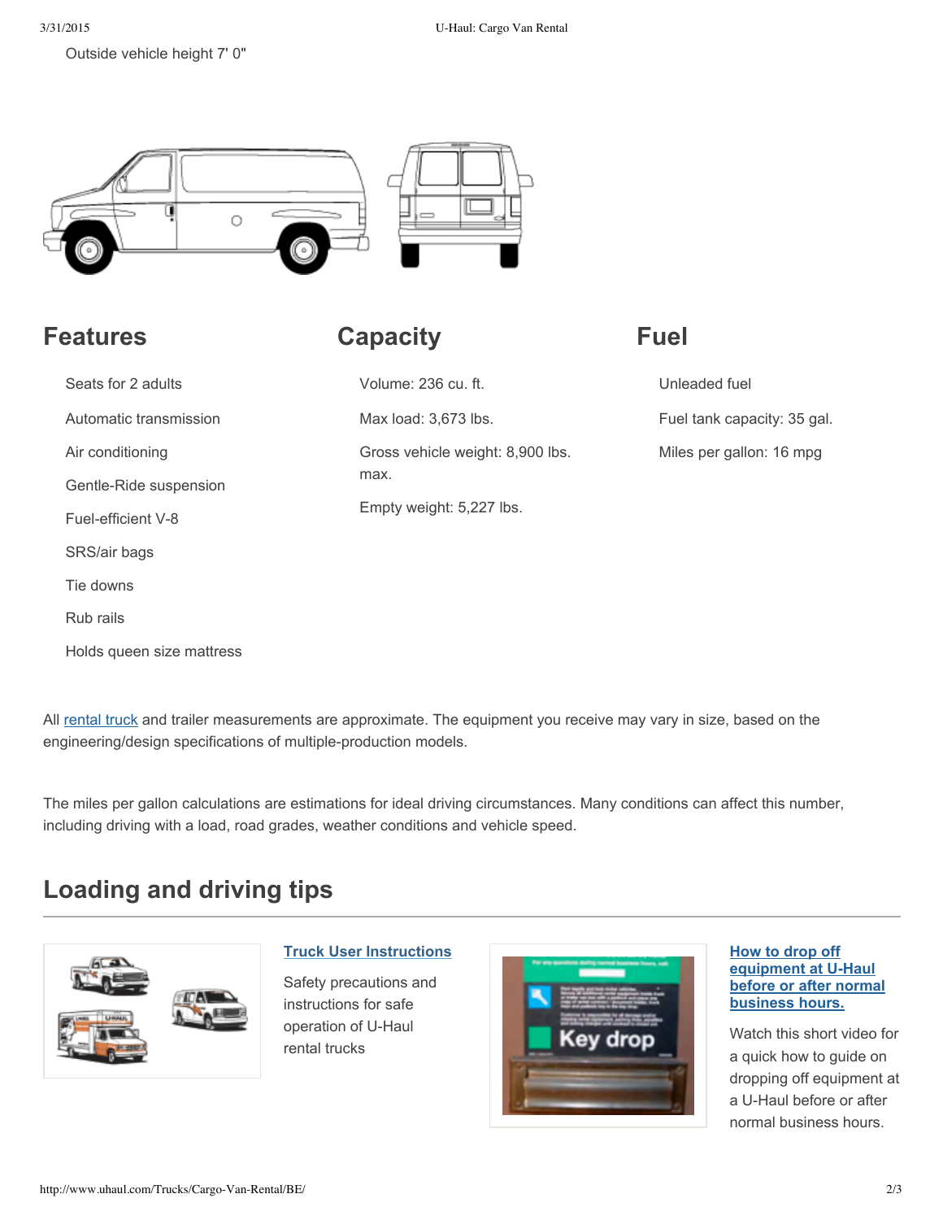Outside vehicle height 7' 0"

## Features

- Seats for 2 adults
- Automatic transmission
- Air conditioning
- Gentle-Ride suspension
- Fuel-efficient V-8
- SRS/air bags
- Tie downs
- Rub rails
- Holds queen size mattress

## Capacity

- Volume: 236 cu. ft.
- Max load: 3,673 lbs.
- Gross vehicle weight: 8,900 lbs. max.
- Empty weight: 5,227 lbs.

## Fuel

- Unleaded fuel
- Fuel tank capacity: 35 gal.
- Miles per gallon: 16 mpg

All rental truck and trailer measurements are approximate. The equipment you receive may vary in size, based on the engineering/design specifications of multiple-production models.

The miles per gallon calculations are estimations for ideal driving circumstances. Many conditions can affect this number, including driving with a load, road grades, weather conditions and vehicle speed.

## Loading and driving tips

**Truck User Instructions**

Safety precautions and instructions for safe operation of U-Haul rental trucks

**How to drop off equipment at U-Haul before or after normal business hours.**

Watch this short video for a quick how to guide on dropping off equipment at a U-Haul before or after normal business hours.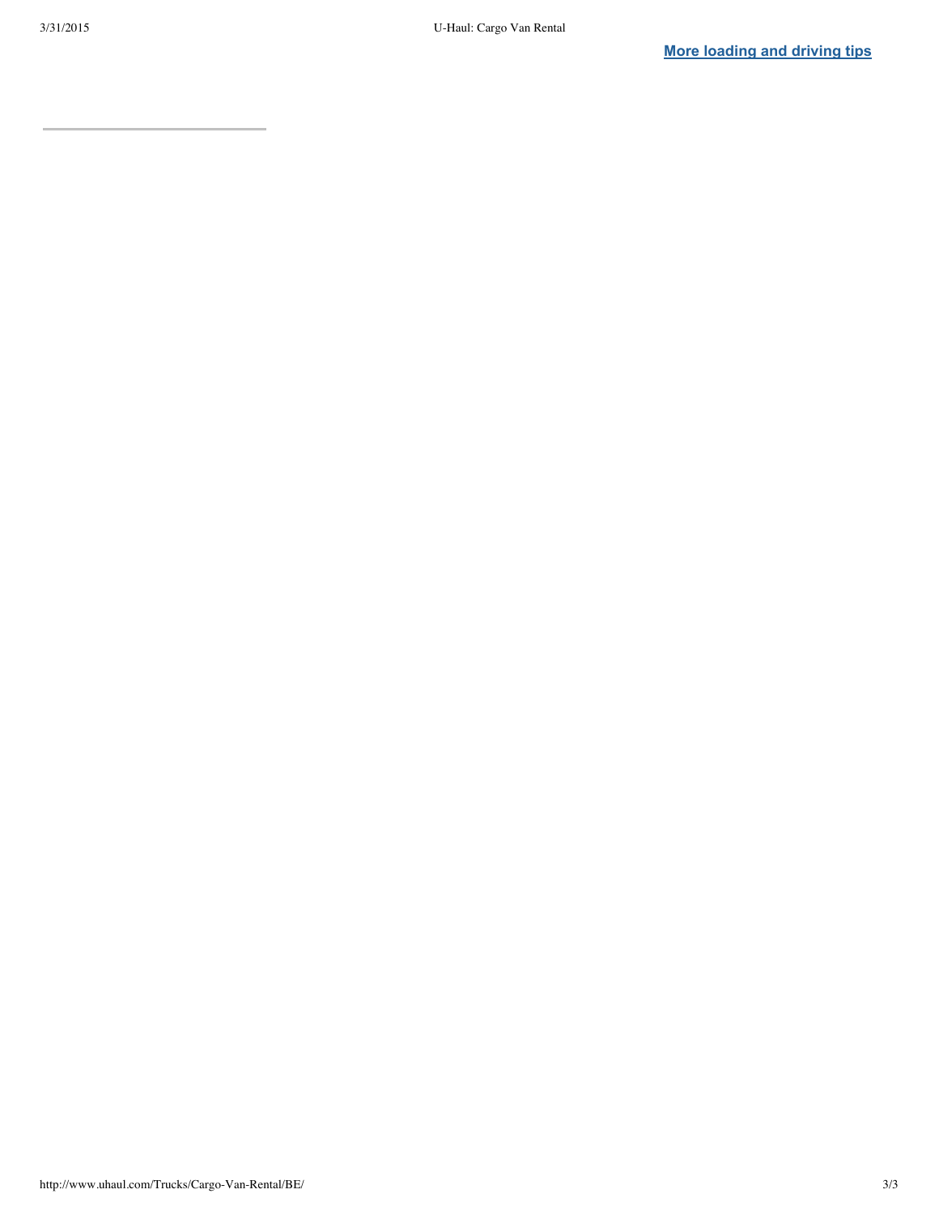[More loading and driving tips]